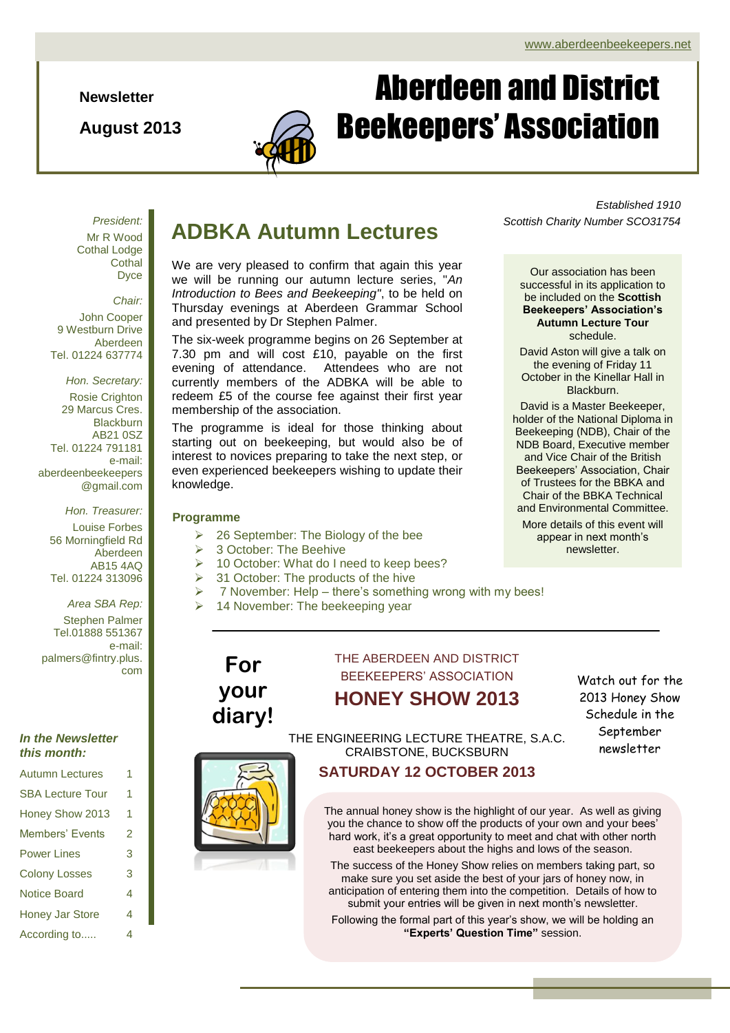www.aberdeenbeekeepers.net

**Newsletter**

**August 2013**

# Aberdeen and District Beekeepers' Association

*Established 1910*
*Scottish Charity Number SCO31754*

*President:*
Mr R Wood
Cothal Lodge
Cothal
Dyce

*Chair:*
John Cooper
9 Westburn Drive
Aberdeen
Tel. 01224 637774

*Hon. Secretary:*
Rosie Crighton
29 Marcus Cres.
Blackburn
AB21 0SZ
Tel. 01224 791181
e-mail:
aberdeenbeekeepers@gmail.com

*Hon. Treasurer:*
Louise Forbes
56 Morningfield Rd
Aberdeen
AB15 4AQ
Tel. 01224 313096

*Area SBA Rep:*
Stephen Palmer
Tel.01888 551367
e-mail:
palmers@fintry.plus.com

***In the Newsletter this month:***

| | |
|---|---|
| Autumn Lectures | 1 |
| SBA Lecture Tour | 1 |
| Honey Show 2013 | 1 |
| Members' Events | 2 |
| Power Lines | 3 |
| Colony Losses | 3 |
| Notice Board | 4 |
| Honey Jar Store | 4 |
| According to..... | 4 |

## ADBKA Autumn Lectures

We are very pleased to confirm that again this year we will be running our autumn lecture series, "*An Introduction to Bees and Beekeeping"*, to be held on Thursday evenings at Aberdeen Grammar School and presented by Dr Stephen Palmer.

The six-week programme begins on 26 September at 7.30 pm and will cost £10, payable on the first evening of attendance. Attendees who are not currently members of the ADBKA will be able to redeem £5 of the course fee against their first year membership of the association.

The programme is ideal for those thinking about starting out on beekeeping, but would also be of interest to novices preparing to take the next step, or even experienced beekeepers wishing to update their knowledge.

### Programme

- 26 September: The Biology of the bee
- 3 October: The Beehive
- 10 October: What do I need to keep bees?
- 31 October: The products of the hive
- 7 November: Help – there's something wrong with my bees!
- 14 November: The beekeeping year

Our association has been successful in its application to be included on the **Scottish Beekeepers' Association's Autumn Lecture Tour** schedule.

David Aston will give a talk on the evening of Friday 11 October in the Kinellar Hall in Blackburn.

David is a Master Beekeeper, holder of the National Diploma in Beekeeping (NDB), Chair of the NDB Board, Executive member and Vice Chair of the British Beekeepers' Association, Chair of Trustees for the BBKA and Chair of the BBKA Technical and Environmental Committee.

More details of this event will appear in next month's newsletter.

---

**For your diary!**

THE ABERDEEN AND DISTRICT BEEKEEPERS' ASSOCIATION

## HONEY SHOW 2013

THE ENGINEERING LECTURE THEATRE, S.A.C. CRAIBSTONE, BUCKSBURN

**SATURDAY 12 OCTOBER 2013**

Watch out for the 2013 Honey Show Schedule in the September newsletter

The annual honey show is the highlight of our year. As well as giving you the chance to show off the products of your own and your bees' hard work, it's a great opportunity to meet and chat with other north east beekeepers about the highs and lows of the season.

The success of the Honey Show relies on members taking part, so make sure you set aside the best of your jars of honey now, in anticipation of entering them into the competition. Details of how to submit your entries will be given in next month's newsletter.

Following the formal part of this year's show, we will be holding an **"Experts' Question Time"** session.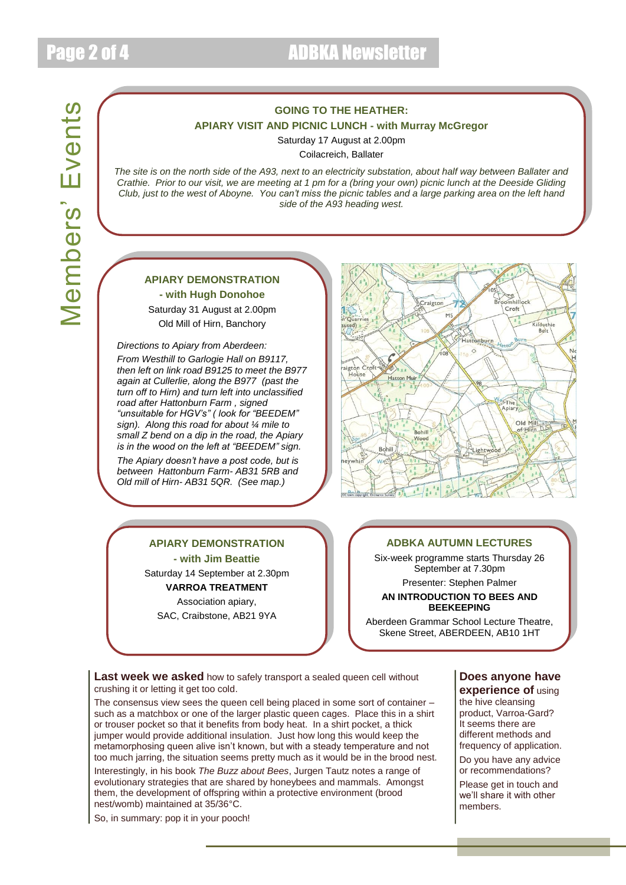# Members' Events

## GOING TO THE HEATHER:

### APIARY VISIT AND PICNIC LUNCH - with Murray McGregor

Saturday 17 August at 2.00pm

Coilacreich, Ballater

*The site is on the north side of the A93, next to an electricity substation, about half way between Ballater and Crathie. Prior to our visit, we are meeting at 1 pm for a (bring your own) picnic lunch at the Deeside Gliding Club, just to the west of Aboyne. You can't miss the picnic tables and a large parking area on the left hand side of the A93 heading west.*

## APIARY DEMONSTRATION

### - with Hugh Donohoe

Saturday 31 August at 2.00pm

Old Mill of Hirn, Banchory

*Directions to Apiary from Aberdeen:*

*From Westhill to Garlogie Hall on B9117, then left on link road B9125 to meet the B977 again at Cullerlie, along the B977 (past the turn off to Hirn) and turn left into unclassified road after Hattonburn Farm , signed "unsuitable for HGV's" ( look for "BEEDEM" sign). Along this road for about ¼ mile to small Z bend on a dip in the road, the Apiary is in the wood on the left at "BEEDEM" sign.*

*The Apiary doesn't have a post code, but is between Hattonburn Farm- AB31 5RB and Old mill of Hirn- AB31 5QR. (See map.)*

## APIARY DEMONSTRATION

### - with Jim Beattie

Saturday 14 September at 2.30pm

**VARROA TREATMENT**

Association apiary,

SAC, Craibstone, AB21 9YA

## ADBKA AUTUMN LECTURES

Six-week programme starts Thursday 26 September at 7.30pm

Presenter: Stephen Palmer

**AN INTRODUCTION TO BEES AND BEEKEEPING**

Aberdeen Grammar School Lecture Theatre, Skene Street, ABERDEEN, AB10 1HT

**Last week we asked** how to safely transport a sealed queen cell without crushing it or letting it get too cold.

The consensus view sees the queen cell being placed in some sort of container – such as a matchbox or one of the larger plastic queen cages. Place this in a shirt or trouser pocket so that it benefits from body heat. In a shirt pocket, a thick jumper would provide additional insulation. Just how long this would keep the metamorphosing queen alive isn't known, but with a steady temperature and not too much jarring, the situation seems pretty much as it would be in the brood nest.

Interestingly, in his book *The Buzz about Bees*, Jurgen Tautz notes a range of evolutionary strategies that are shared by honeybees and mammals. Amongst them, the development of offspring within a protective environment (brood nest/womb) maintained at 35/36°C.

So, in summary: pop it in your pooch!

**Does anyone have experience of** using the hive cleansing product, Varroa-Gard? It seems there are different methods and frequency of application.

Do you have any advice or recommendations?

Please get in touch and we'll share it with other members.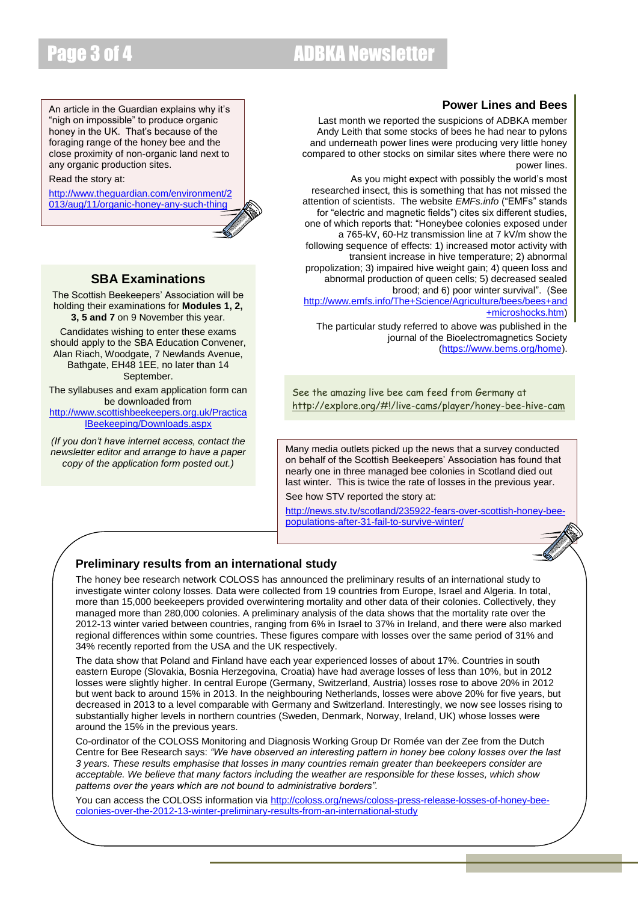An article in the Guardian explains why it's "nigh on impossible" to produce organic honey in the UK. That's because of the foraging range of the honey bee and the close proximity of non-organic land next to any organic production sites.

Read the story at:

http://www.theguardian.com/environment/2013/aug/11/organic-honey-any-such-thing

## SBA Examinations

The Scottish Beekeepers' Association will be holding their examinations for **Modules 1, 2, 3, 5 and 7** on 9 November this year.

Candidates wishing to enter these exams should apply to the SBA Education Convener, Alan Riach, Woodgate, 7 Newlands Avenue, Bathgate, EH48 1EE, no later than 14 September.

The syllabuses and exam application form can be downloaded from http://www.scottishbeekeepers.org.uk/PracticalBeekeeping/Downloads.aspx

*(If you don't have internet access, contact the newsletter editor and arrange to have a paper copy of the application form posted out.)*

## Power Lines and Bees

Last month we reported the suspicions of ADBKA member Andy Leith that some stocks of bees he had near to pylons and underneath power lines were producing very little honey compared to other stocks on similar sites where there were no power lines.

As you might expect with possibly the world's most researched insect, this is something that has not missed the attention of scientists. The website *EMFs.info* ("EMFs" stands for "electric and magnetic fields") cites six different studies, one of which reports that: "Honeybee colonies exposed under a 765-kV, 60-Hz transmission line at 7 kV/m show the following sequence of effects: 1) increased motor activity with transient increase in hive temperature; 2) abnormal propolization; 3) impaired hive weight gain; 4) queen loss and abnormal production of queen cells; 5) decreased sealed brood; and 6) poor winter survival". (See http://www.emfs.info/The+Science/Agriculture/bees/bees+and+microshocks.htm)

The particular study referred to above was published in the journal of the Bioelectromagnetics Society (https://www.bems.org/home).

See the amazing live bee cam feed from Germany at http://explore.org/#!/live-cams/player/honey-bee-hive-cam

Many media outlets picked up the news that a survey conducted on behalf of the Scottish Beekeepers' Association has found that nearly one in three managed bee colonies in Scotland died out last winter. This is twice the rate of losses in the previous year.

See how STV reported the story at:

http://news.stv.tv/scotland/235922-fears-over-scottish-honey-bee-populations-after-31-fail-to-survive-winter/

## Preliminary results from an international study

The honey bee research network COLOSS has announced the preliminary results of an international study to investigate winter colony losses. Data were collected from 19 countries from Europe, Israel and Algeria. In total, more than 15,000 beekeepers provided overwintering mortality and other data of their colonies. Collectively, they managed more than 280,000 colonies. A preliminary analysis of the data shows that the mortality rate over the 2012-13 winter varied between countries, ranging from 6% in Israel to 37% in Ireland, and there were also marked regional differences within some countries. These figures compare with losses over the same period of 31% and 34% recently reported from the USA and the UK respectively.

The data show that Poland and Finland have each year experienced losses of about 17%. Countries in south eastern Europe (Slovakia, Bosnia Herzegovina, Croatia) have had average losses of less than 10%, but in 2012 losses were slightly higher. In central Europe (Germany, Switzerland, Austria) losses rose to above 20% in 2012 but went back to around 15% in 2013. In the neighbouring Netherlands, losses were above 20% for five years, but decreased in 2013 to a level comparable with Germany and Switzerland. Interestingly, we now see losses rising to substantially higher levels in northern countries (Sweden, Denmark, Norway, Ireland, UK) whose losses were around the 15% in the previous years.

Co-ordinator of the COLOSS Monitoring and Diagnosis Working Group Dr Romée van der Zee from the Dutch Centre for Bee Research says: *"We have observed an interesting pattern in honey bee colony losses over the last 3 years. These results emphasise that losses in many countries remain greater than beekeepers consider are acceptable. We believe that many factors including the weather are responsible for these losses, which show patterns over the years which are not bound to administrative borders".*

You can access the COLOSS information via http://coloss.org/news/coloss-press-release-losses-of-honey-bee-colonies-over-the-2012-13-winter-preliminary-results-from-an-international-study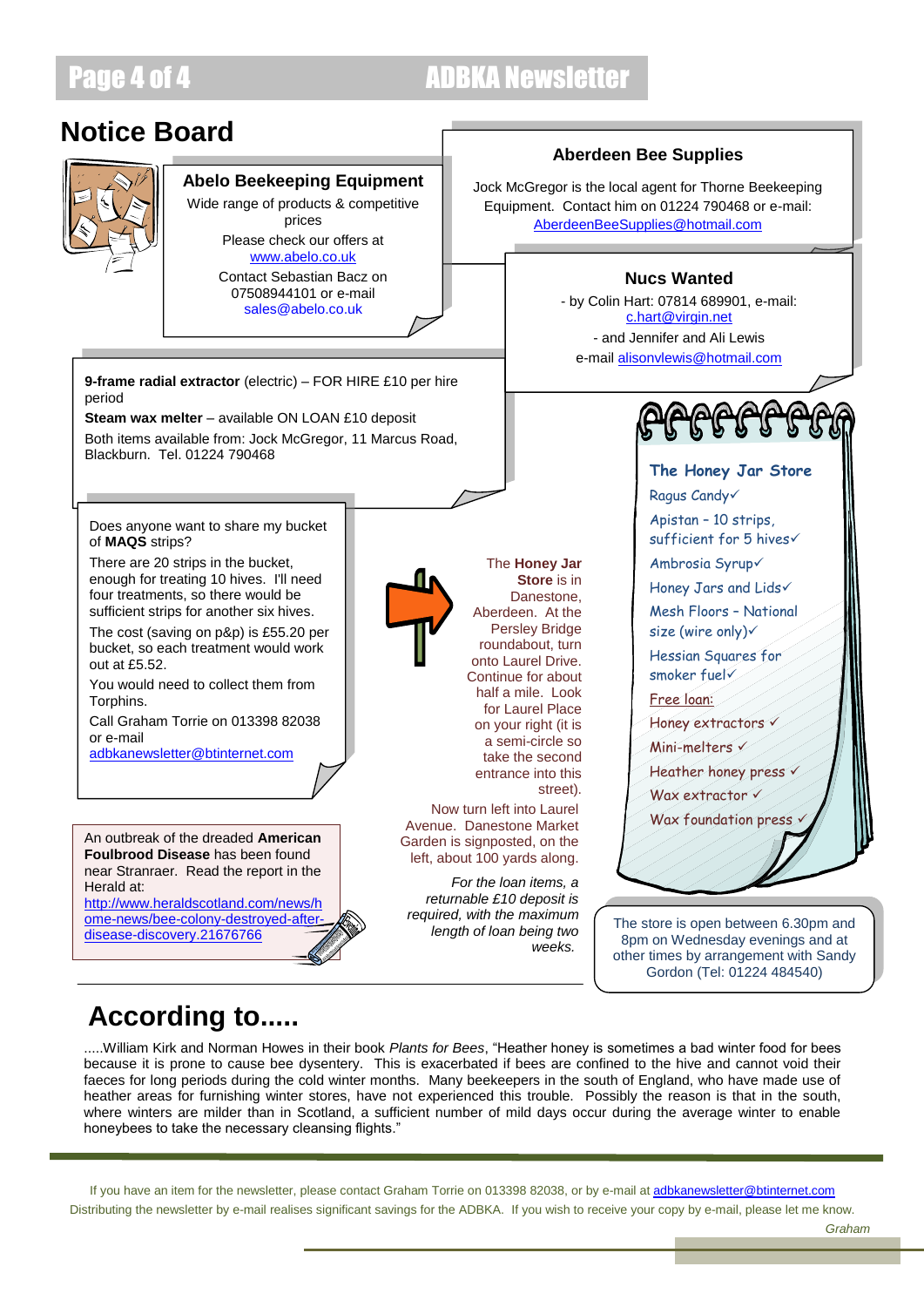# Notice Board

### Abelo Beekeeping Equipment

Wide range of products & competitive prices

Please check our offers at www.abelo.co.uk

Contact Sebastian Bacz on 07508944101 or e-mail sales@abelo.co.uk

### Aberdeen Bee Supplies

Jock McGregor is the local agent for Thorne Beekeeping Equipment. Contact him on 01224 790468 or e-mail: AberdeenBeeSupplies@hotmail.com

### Nucs Wanted

- by Colin Hart: 07814 689901, e-mail: c.hart@virgin.net

- and Jennifer and Ali Lewis e-mail alisonvlewis@hotmail.com

**9-frame radial extractor** (electric) – FOR HIRE £10 per hire period

**Steam wax melter** – available ON LOAN £10 deposit

Both items available from: Jock McGregor, 11 Marcus Road, Blackburn. Tel. 01224 790468

Does anyone want to share my bucket of **MAQS** strips?

There are 20 strips in the bucket, enough for treating 10 hives. I'll need four treatments, so there would be sufficient strips for another six hives.

The cost (saving on p&p) is £55.20 per bucket, so each treatment would work out at £5.52.

You would need to collect them from Torphins.

Call Graham Torrie on 013398 82038 or e-mail adbkanewsletter@btinternet.com

An outbreak of the dreaded **American Foulbrood Disease** has been found near Stranraer. Read the report in the Herald at: http://www.heraldscotland.com/news/home-news/bee-colony-destroyed-after-disease-discovery.21676766

The **Honey Jar Store** is in Danestone, Aberdeen. At the Persley Bridge roundabout, turn onto Laurel Drive. Continue for about half a mile. Look for Laurel Place on your right (it is a semi-circle so take the second entrance into this street).

Now turn left into Laurel Avenue. Danestone Market Garden is signposted, on the left, about 100 yards along.

*For the loan items, a returnable £10 deposit is required, with the maximum length of loan being two weeks.*

### The Honey Jar Store

- Ragus Candy✓
- Apistan – 10 strips, sufficient for 5 hives✓
- Ambrosia Syrup✓
- Honey Jars and Lids✓
- Mesh Floors – National size (wire only)✓
- Hessian Squares for smoker fuel✓

Free loan:

- Honey extractors ✓
- Mini-melters ✓
- Heather honey press ✓
- Wax extractor ✓
- Wax foundation press ✓

The store is open between 6.30pm and 8pm on Wednesday evenings and at other times by arrangement with Sandy Gordon (Tel: 01224 484540)

# According to.....

.....William Kirk and Norman Howes in their book *Plants for Bees*, "Heather honey is sometimes a bad winter food for bees because it is prone to cause bee dysentery. This is exacerbated if bees are confined to the hive and cannot void their faeces for long periods during the cold winter months. Many beekeepers in the south of England, who have made use of heather areas for furnishing winter stores, have not experienced this trouble. Possibly the reason is that in the south, where winters are milder than in Scotland, a sufficient number of mild days occur during the average winter to enable honeybees to take the necessary cleansing flights."

If you have an item for the newsletter, please contact Graham Torrie on 013398 82038, or by e-mail at adbkanewsletter@btinternet.com

Distributing the newsletter by e-mail realises significant savings for the ADBKA. If you wish to receive your copy by e-mail, please let me know.

*Graham*